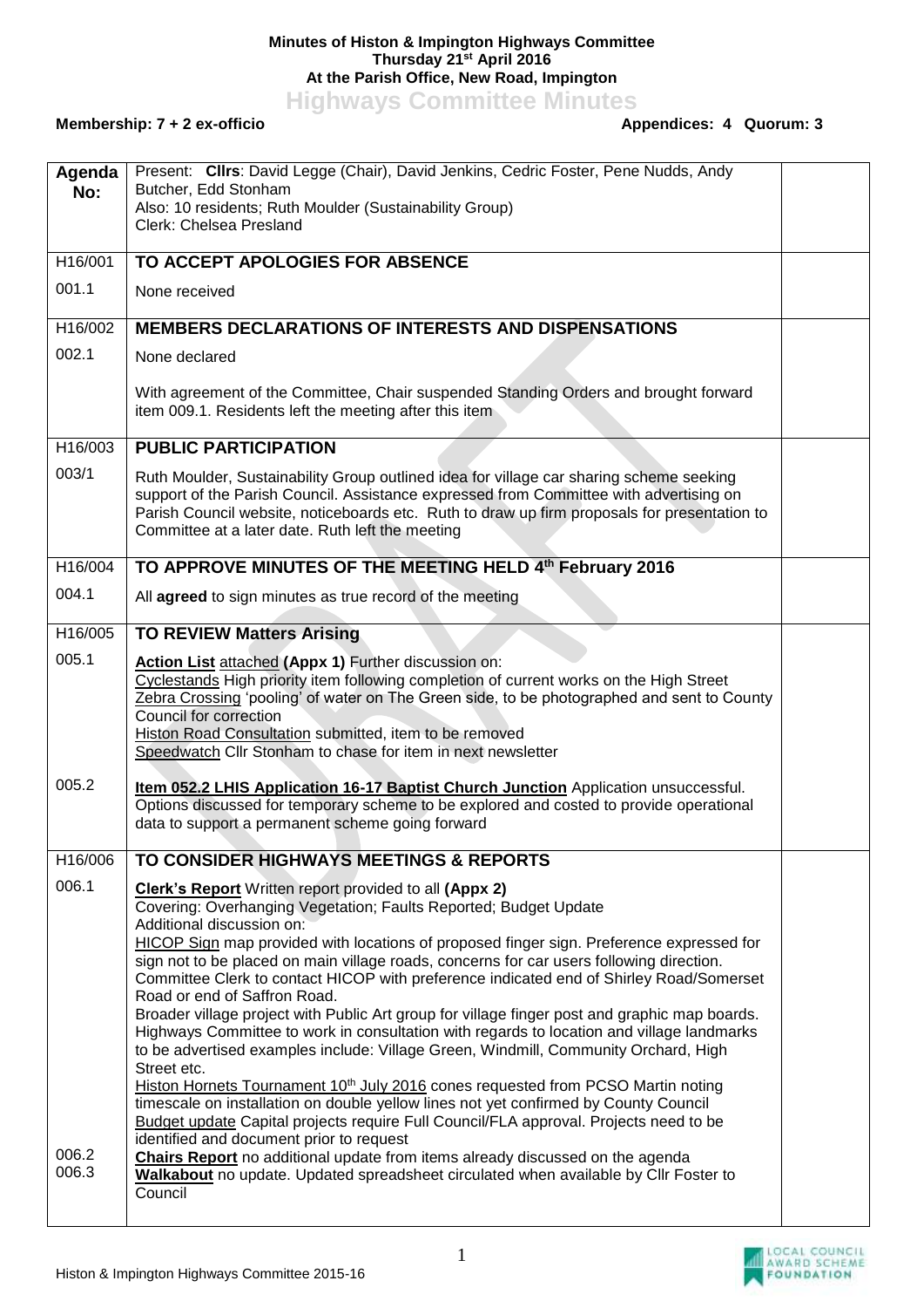**Minutes of Histon & Impington Highways Committee**
**Thursday 21st April 2016**
**At the Parish Office, New Road, Impington**

# Highways Committee Minutes

**Membership: 7 + 2 ex-officio** **Appendices: 4 Quorum: 3**

| Agenda No: | Present: **Cllrs**: David Legge (Chair), David Jenkins, Cedric Foster, Pene Nudds, Andy Butcher, Edd Stonham<br>Also: 10 residents; Ruth Moulder (Sustainability Group)<br>Clerk: Chelsea Presland | |
|---|---|---|
| H16/001 | **TO ACCEPT APOLOGIES FOR ABSENCE** | |
| 001.1 | None received | |
| H16/002 | **MEMBERS DECLARATIONS OF INTERESTS AND DISPENSATIONS** | |
| 002.1 | None declared<br><br>With agreement of the Committee, Chair suspended Standing Orders and brought forward item 009.1. Residents left the meeting after this item | |
| H16/003 | **PUBLIC PARTICIPATION** | |
| 003/1 | Ruth Moulder, Sustainability Group outlined idea for village car sharing scheme seeking support of the Parish Council. Assistance expressed from Committee with advertising on Parish Council website, noticeboards etc. Ruth to draw up firm proposals for presentation to Committee at a later date. Ruth left the meeting | |
| H16/004 | **TO APPROVE MINUTES OF THE MEETING HELD 4th February 2016** | |
| 004.1 | All **agreed** to sign minutes as true record of the meeting | |
| H16/005 | **TO REVIEW Matters Arising** | |
| 005.1 | **Action List** attached **(Appx 1)** Further discussion on:<br>Cyclestands High priority item following completion of current works on the High Street<br>Zebra Crossing 'pooling' of water on The Green side, to be photographed and sent to County Council for correction<br>Histon Road Consultation submitted, item to be removed<br>Speedwatch Cllr Stonham to chase for item in next newsletter | |
| 005.2 | **Item 052.2 LHIS Application 16-17 Baptist Church Junction** Application unsuccessful. Options discussed for temporary scheme to be explored and costed to provide operational data to support a permanent scheme going forward | |
| H16/006 | **TO CONSIDER HIGHWAYS MEETINGS & REPORTS** | |
| 006.1 | **Clerk's Report** Written report provided to all **(Appx 2)**<br>Covering: Overhanging Vegetation; Faults Reported; Budget Update<br>Additional discussion on:<br>HICOP Sign map provided with locations of proposed finger sign. Preference expressed for sign not to be placed on main village roads, concerns for car users following direction. Committee Clerk to contact HICOP with preference indicated end of Shirley Road/Somerset Road or end of Saffron Road.<br>Broader village project with Public Art group for village finger post and graphic map boards. Highways Committee to work in consultation with regards to location and village landmarks to be advertised examples include: Village Green, Windmill, Community Orchard, High Street etc.<br>Histon Hornets Tournament 10th July 2016 cones requested from PCSO Martin noting timescale on installation on double yellow lines not yet confirmed by County Council<br>Budget update Capital projects require Full Council/FLA approval. Projects need to be identified and document prior to request | |
| 006.2 | **Chairs Report** no additional update from items already discussed on the agenda | |
| 006.3 | **Walkabout** no update. Updated spreadsheet circulated when available by Cllr Foster to Council | |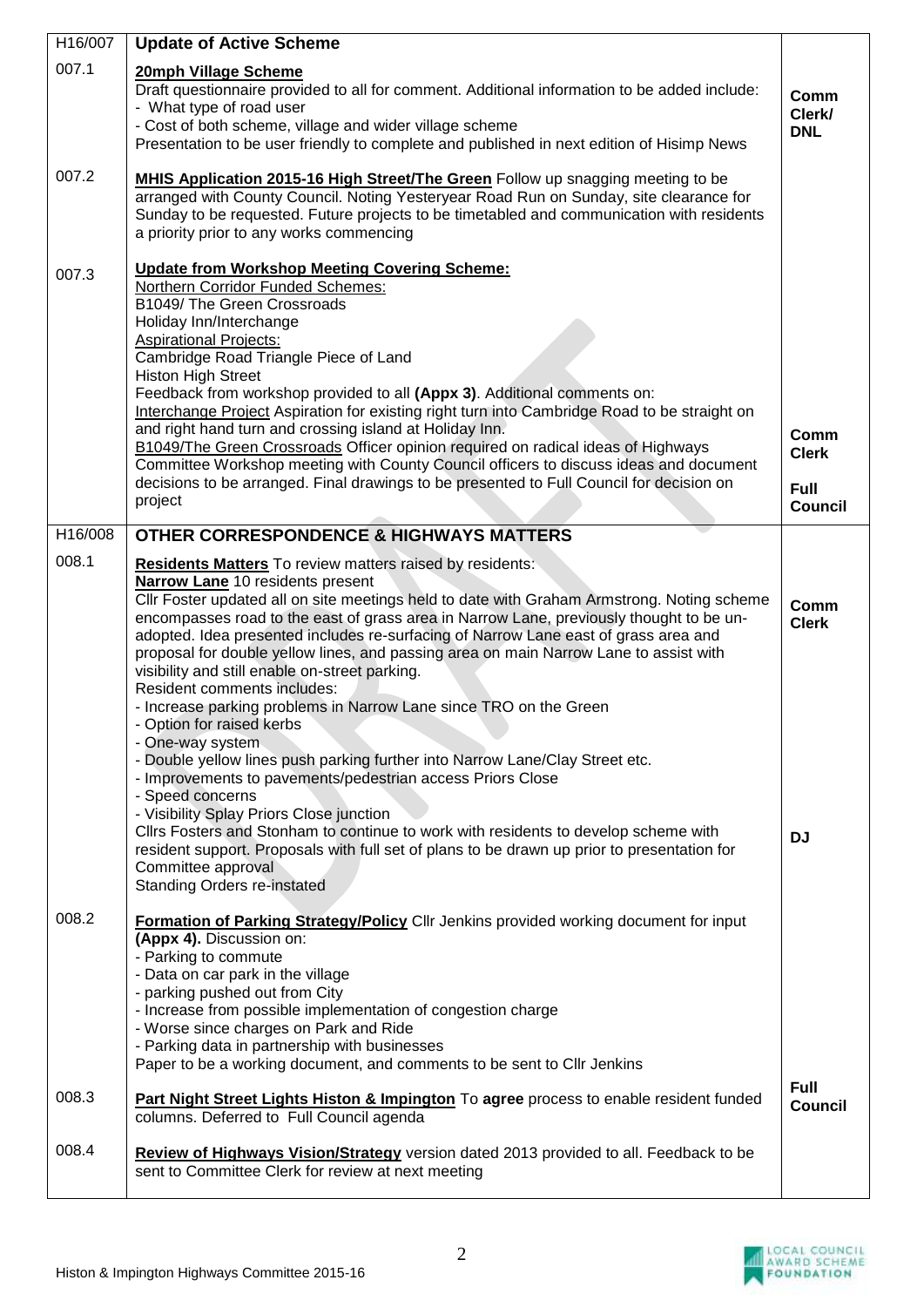| H16/007 | **Update of Active Scheme** | |
|---|---|---|
| 007.1 | **20mph Village Scheme**<br>Draft questionnaire provided to all for comment. Additional information to be added include:<br>- What type of road user<br>- Cost of both scheme, village and wider village scheme<br>Presentation to be user friendly to complete and published in next edition of Hisimp News | **Comm Clerk/ DNL** |
| 007.2 | **MHIS Application 2015-16 High Street/The Green** Follow up snagging meeting to be arranged with County Council. Noting Yesteryear Road Run on Sunday, site clearance for Sunday to be requested. Future projects to be timetabled and communication with residents a priority prior to any works commencing | |
| 007.3 | **Update from Workshop Meeting Covering Scheme:**<br>Northern Corridor Funded Schemes:<br>B1049/ The Green Crossroads<br>Holiday Inn/Interchange<br>Aspirational Projects:<br>Cambridge Road Triangle Piece of Land<br>Histon High Street<br>Feedback from workshop provided to all **(Appx 3)**. Additional comments on:<br>Interchange Project Aspiration for existing right turn into Cambridge Road to be straight on and right hand turn and crossing island at Holiday Inn.<br>B1049/The Green Crossroads Officer opinion required on radical ideas of Highways Committee Workshop meeting with County Council officers to discuss ideas and document decisions to be arranged. Final drawings to be presented to Full Council for decision on project | **Comm Clerk**<br><br>**Full Council** |
| **H16/008** | **OTHER CORRESPONDENCE & HIGHWAYS MATTERS** | |
| 008.1 | **Residents Matters** To review matters raised by residents:<br>**Narrow Lane** 10 residents present<br>Cllr Foster updated all on site meetings held to date with Graham Armstrong. Noting scheme encompasses road to the east of grass area in Narrow Lane, previously thought to be un-adopted. Idea presented includes re-surfacing of Narrow Lane east of grass area and proposal for double yellow lines, and passing area on main Narrow Lane to assist with visibility and still enable on-street parking.<br>Resident comments includes:<br>- Increase parking problems in Narrow Lane since TRO on the Green<br>- Option for raised kerbs<br>- One-way system<br>- Double yellow lines push parking further into Narrow Lane/Clay Street etc.<br>- Improvements to pavements/pedestrian access Priors Close<br>- Speed concerns<br>- Visibility Splay Priors Close junction<br>Cllrs Fosters and Stonham to continue to work with residents to develop scheme with resident support. Proposals with full set of plans to be drawn up prior to presentation for Committee approval<br>Standing Orders re-instated | **Comm Clerk**<br><br>**DJ** |
| 008.2 | **Formation of Parking Strategy/Policy** Cllr Jenkins provided working document for input **(Appx 4).** Discussion on:<br>- Parking to commute<br>- Data on car park in the village<br>- parking pushed out from City<br>- Increase from possible implementation of congestion charge<br>- Worse since charges on Park and Ride<br>- Parking data in partnership with businesses<br>Paper to be a working document, and comments to be sent to Cllr Jenkins | |
| 008.3 | **Part Night Street Lights Histon & Impington** To **agree** process to enable resident funded columns. Deferred to Full Council agenda | **Full Council** |
| 008.4 | **Review of Highways Vision/Strategy** version dated 2013 provided to all. Feedback to be sent to Committee Clerk for review at next meeting | |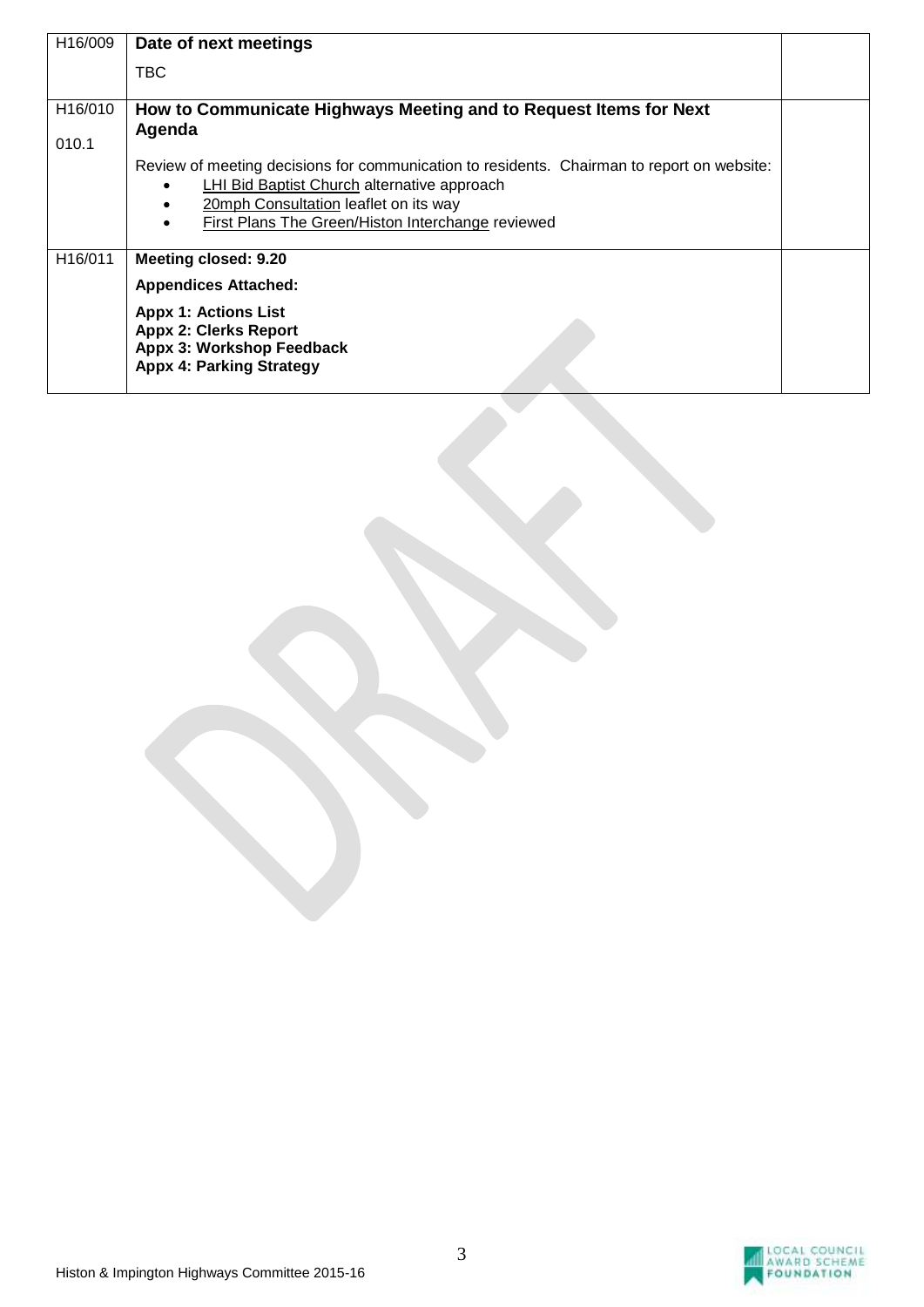| | | |
|---|---|---|
| H16/009 | **Date of next meetings**<br><br>TBC | |
| H16/010<br><br>010.1 | **How to Communicate Highways Meeting and to Request Items for Next Agenda**<br><br>Review of meeting decisions for communication to residents. Chairman to report on website:<br>• LHI Bid Baptist Church alternative approach<br>• 20mph Consultation leaflet on its way<br>• First Plans The Green/Histon Interchange reviewed | |
| H16/011 | **Meeting closed: 9.20**<br><br>**Appendices Attached:**<br><br>**Appx 1: Actions List**<br>**Appx 2: Clerks Report**<br>**Appx 3: Workshop Feedback**<br>**Appx 4: Parking Strategy** | |

DRAFT